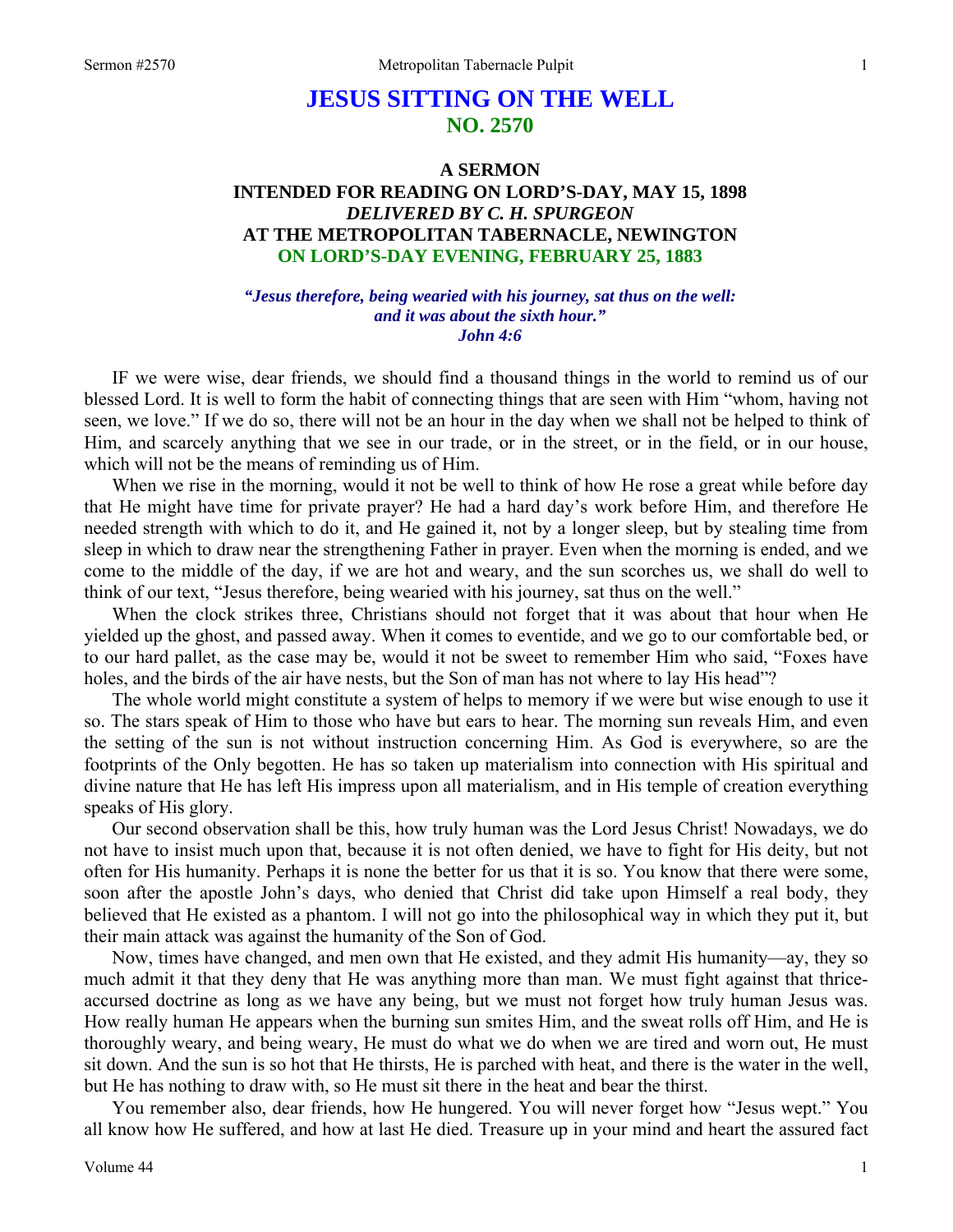# JESUS SITTING ON THE WELL
## NO. 2570

### A SERMON
### INTENDED FOR READING ON LORD'S-DAY, MAY 15, 1898
### *DELIVERED BY C. H. SPURGEON*
### AT THE METROPOLITAN TABERNACLE, NEWINGTON
### ON LORD'S-DAY EVENING, FEBRUARY 25, 1883

***"Jesus therefore, being wearied with his journey, sat thus on the well: and it was about the sixth hour."***
***John 4:6***

IF we were wise, dear friends, we should find a thousand things in the world to remind us of our blessed Lord. It is well to form the habit of connecting things that are seen with Him "whom, having not seen, we love." If we do so, there will not be an hour in the day when we shall not be helped to think of Him, and scarcely anything that we see in our trade, or in the street, or in the field, or in our house, which will not be the means of reminding us of Him.

When we rise in the morning, would it not be well to think of how He rose a great while before day that He might have time for private prayer? He had a hard day's work before Him, and therefore He needed strength with which to do it, and He gained it, not by a longer sleep, but by stealing time from sleep in which to draw near the strengthening Father in prayer. Even when the morning is ended, and we come to the middle of the day, if we are hot and weary, and the sun scorches us, we shall do well to think of our text, "Jesus therefore, being wearied with his journey, sat thus on the well."

When the clock strikes three, Christians should not forget that it was about that hour when He yielded up the ghost, and passed away. When it comes to eventide, and we go to our comfortable bed, or to our hard pallet, as the case may be, would it not be sweet to remember Him who said, "Foxes have holes, and the birds of the air have nests, but the Son of man has not where to lay His head"?

The whole world might constitute a system of helps to memory if we were but wise enough to use it so. The stars speak of Him to those who have but ears to hear. The morning sun reveals Him, and even the setting of the sun is not without instruction concerning Him. As God is everywhere, so are the footprints of the Only begotten. He has so taken up materialism into connection with His spiritual and divine nature that He has left His impress upon all materialism, and in His temple of creation everything speaks of His glory.

Our second observation shall be this, how truly human was the Lord Jesus Christ! Nowadays, we do not have to insist much upon that, because it is not often denied, we have to fight for His deity, but not often for His humanity. Perhaps it is none the better for us that it is so. You know that there were some, soon after the apostle John's days, who denied that Christ did take upon Himself a real body, they believed that He existed as a phantom. I will not go into the philosophical way in which they put it, but their main attack was against the humanity of the Son of God.

Now, times have changed, and men own that He existed, and they admit His humanity—ay, they so much admit it that they deny that He was anything more than man. We must fight against that thrice-accursed doctrine as long as we have any being, but we must not forget how truly human Jesus was. How really human He appears when the burning sun smites Him, and the sweat rolls off Him, and He is thoroughly weary, and being weary, He must do what we do when we are tired and worn out, He must sit down. And the sun is so hot that He thirsts, He is parched with heat, and there is the water in the well, but He has nothing to draw with, so He must sit there in the heat and bear the thirst.

You remember also, dear friends, how He hungered. You will never forget how "Jesus wept." You all know how He suffered, and how at last He died. Treasure up in your mind and heart the assured fact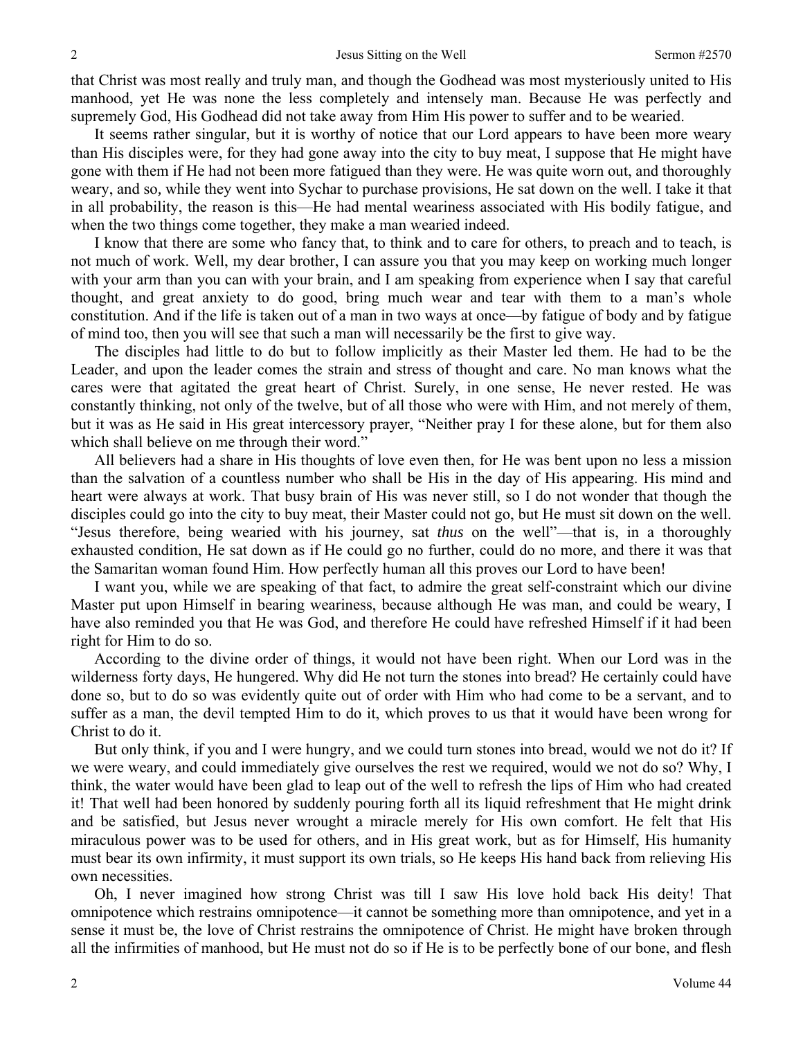that Christ was most really and truly man, and though the Godhead was most mysteriously united to His manhood, yet He was none the less completely and intensely man. Because He was perfectly and supremely God, His Godhead did not take away from Him His power to suffer and to be wearied.

It seems rather singular, but it is worthy of notice that our Lord appears to have been more weary than His disciples were, for they had gone away into the city to buy meat, I suppose that He might have gone with them if He had not been more fatigued than they were. He was quite worn out, and thoroughly weary, and so, while they went into Sychar to purchase provisions, He sat down on the well. I take it that in all probability, the reason is this—He had mental weariness associated with His bodily fatigue, and when the two things come together, they make a man wearied indeed.

I know that there are some who fancy that, to think and to care for others, to preach and to teach, is not much of work. Well, my dear brother, I can assure you that you may keep on working much longer with your arm than you can with your brain, and I am speaking from experience when I say that careful thought, and great anxiety to do good, bring much wear and tear with them to a man's whole constitution. And if the life is taken out of a man in two ways at once—by fatigue of body and by fatigue of mind too, then you will see that such a man will necessarily be the first to give way.

The disciples had little to do but to follow implicitly as their Master led them. He had to be the Leader, and upon the leader comes the strain and stress of thought and care. No man knows what the cares were that agitated the great heart of Christ. Surely, in one sense, He never rested. He was constantly thinking, not only of the twelve, but of all those who were with Him, and not merely of them, but it was as He said in His great intercessory prayer, "Neither pray I for these alone, but for them also which shall believe on me through their word."

All believers had a share in His thoughts of love even then, for He was bent upon no less a mission than the salvation of a countless number who shall be His in the day of His appearing. His mind and heart were always at work. That busy brain of His was never still, so I do not wonder that though the disciples could go into the city to buy meat, their Master could not go, but He must sit down on the well. "Jesus therefore, being wearied with his journey, sat *thus* on the well"—that is, in a thoroughly exhausted condition, He sat down as if He could go no further, could do no more, and there it was that the Samaritan woman found Him. How perfectly human all this proves our Lord to have been!

I want you, while we are speaking of that fact, to admire the great self-constraint which our divine Master put upon Himself in bearing weariness, because although He was man, and could be weary, I have also reminded you that He was God, and therefore He could have refreshed Himself if it had been right for Him to do so.

According to the divine order of things, it would not have been right. When our Lord was in the wilderness forty days, He hungered. Why did He not turn the stones into bread? He certainly could have done so, but to do so was evidently quite out of order with Him who had come to be a servant, and to suffer as a man, the devil tempted Him to do it, which proves to us that it would have been wrong for Christ to do it.

But only think, if you and I were hungry, and we could turn stones into bread, would we not do it? If we were weary, and could immediately give ourselves the rest we required, would we not do so? Why, I think, the water would have been glad to leap out of the well to refresh the lips of Him who had created it! That well had been honored by suddenly pouring forth all its liquid refreshment that He might drink and be satisfied, but Jesus never wrought a miracle merely for His own comfort. He felt that His miraculous power was to be used for others, and in His great work, but as for Himself, His humanity must bear its own infirmity, it must support its own trials, so He keeps His hand back from relieving His own necessities.

Oh, I never imagined how strong Christ was till I saw His love hold back His deity! That omnipotence which restrains omnipotence—it cannot be something more than omnipotence, and yet in a sense it must be, the love of Christ restrains the omnipotence of Christ. He might have broken through all the infirmities of manhood, but He must not do so if He is to be perfectly bone of our bone, and flesh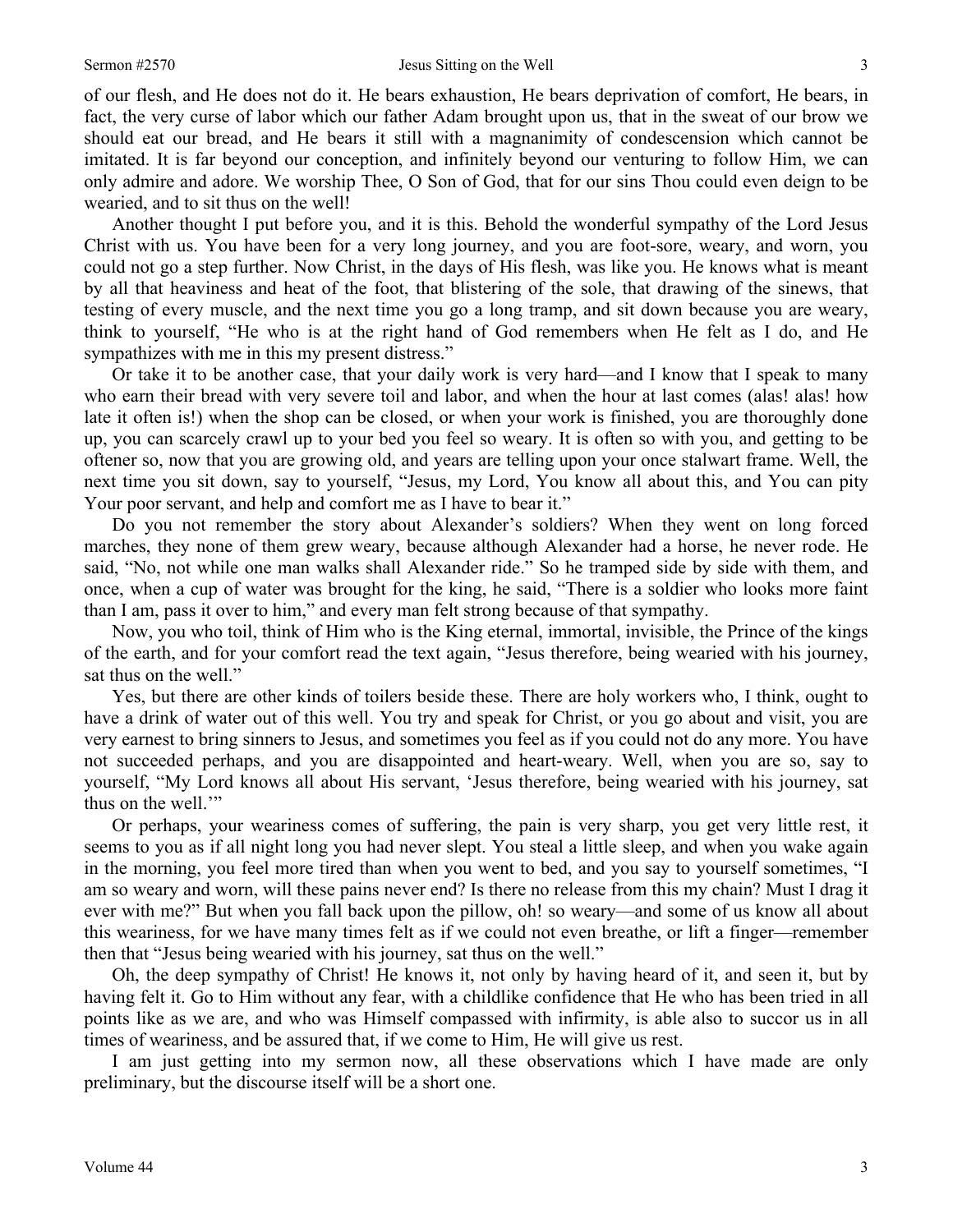of our flesh, and He does not do it. He bears exhaustion, He bears deprivation of comfort, He bears, in fact, the very curse of labor which our father Adam brought upon us, that in the sweat of our brow we should eat our bread, and He bears it still with a magnanimity of condescension which cannot be imitated. It is far beyond our conception, and infinitely beyond our venturing to follow Him, we can only admire and adore. We worship Thee, O Son of God, that for our sins Thou could even deign to be wearied, and to sit thus on the well!

Another thought I put before you, and it is this. Behold the wonderful sympathy of the Lord Jesus Christ with us. You have been for a very long journey, and you are foot-sore, weary, and worn, you could not go a step further. Now Christ, in the days of His flesh, was like you. He knows what is meant by all that heaviness and heat of the foot, that blistering of the sole, that drawing of the sinews, that testing of every muscle, and the next time you go a long tramp, and sit down because you are weary, think to yourself, "He who is at the right hand of God remembers when He felt as I do, and He sympathizes with me in this my present distress."

Or take it to be another case, that your daily work is very hard—and I know that I speak to many who earn their bread with very severe toil and labor, and when the hour at last comes (alas! alas! how late it often is!) when the shop can be closed, or when your work is finished, you are thoroughly done up, you can scarcely crawl up to your bed you feel so weary. It is often so with you, and getting to be oftener so, now that you are growing old, and years are telling upon your once stalwart frame. Well, the next time you sit down, say to yourself, "Jesus, my Lord, You know all about this, and You can pity Your poor servant, and help and comfort me as I have to bear it."

Do you not remember the story about Alexander's soldiers? When they went on long forced marches, they none of them grew weary, because although Alexander had a horse, he never rode. He said, "No, not while one man walks shall Alexander ride." So he tramped side by side with them, and once, when a cup of water was brought for the king, he said, "There is a soldier who looks more faint than I am, pass it over to him," and every man felt strong because of that sympathy.

Now, you who toil, think of Him who is the King eternal, immortal, invisible, the Prince of the kings of the earth, and for your comfort read the text again, "Jesus therefore, being wearied with his journey, sat thus on the well."

Yes, but there are other kinds of toilers beside these. There are holy workers who, I think, ought to have a drink of water out of this well. You try and speak for Christ, or you go about and visit, you are very earnest to bring sinners to Jesus, and sometimes you feel as if you could not do any more. You have not succeeded perhaps, and you are disappointed and heart-weary. Well, when you are so, say to yourself, "My Lord knows all about His servant, 'Jesus therefore, being wearied with his journey, sat thus on the well.'"

Or perhaps, your weariness comes of suffering, the pain is very sharp, you get very little rest, it seems to you as if all night long you had never slept. You steal a little sleep, and when you wake again in the morning, you feel more tired than when you went to bed, and you say to yourself sometimes, "I am so weary and worn, will these pains never end? Is there no release from this my chain? Must I drag it ever with me?" But when you fall back upon the pillow, oh! so weary—and some of us know all about this weariness, for we have many times felt as if we could not even breathe, or lift a finger—remember then that "Jesus being wearied with his journey, sat thus on the well."

Oh, the deep sympathy of Christ! He knows it, not only by having heard of it, and seen it, but by having felt it. Go to Him without any fear, with a childlike confidence that He who has been tried in all points like as we are, and who was Himself compassed with infirmity, is able also to succor us in all times of weariness, and be assured that, if we come to Him, He will give us rest.

I am just getting into my sermon now, all these observations which I have made are only preliminary, but the discourse itself will be a short one.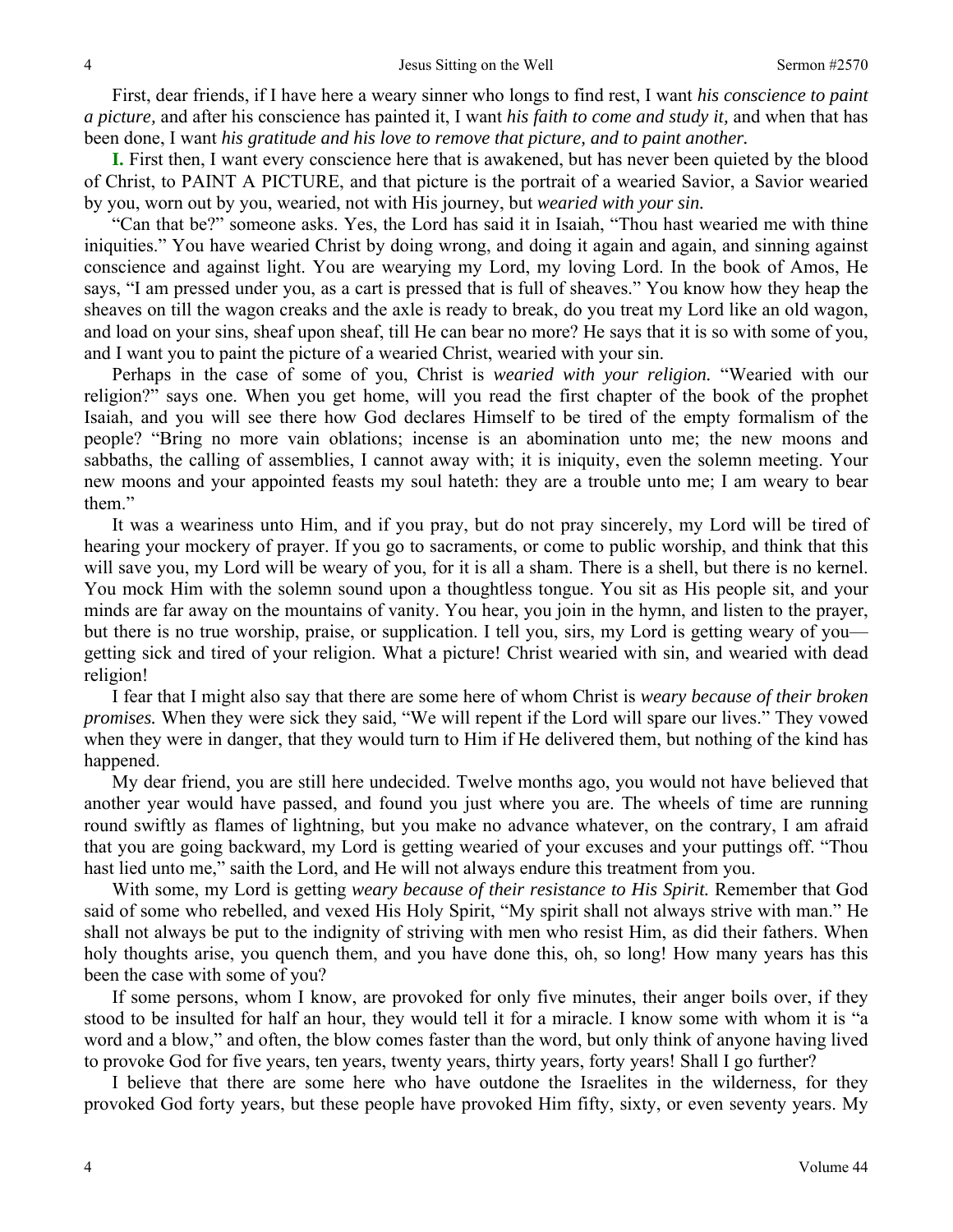First, dear friends, if I have here a weary sinner who longs to find rest, I want *his conscience to paint a picture,* and after his conscience has painted it, I want *his faith to come and study it,* and when that has been done, I want *his gratitude and his love to remove that picture, and to paint another.*

**I.** First then, I want every conscience here that is awakened, but has never been quieted by the blood of Christ, to PAINT A PICTURE, and that picture is the portrait of a wearied Savior, a Savior wearied by you, worn out by you, wearied, not with His journey, but *wearied with your sin.*

"Can that be?" someone asks. Yes, the Lord has said it in Isaiah, "Thou hast wearied me with thine iniquities." You have wearied Christ by doing wrong, and doing it again and again, and sinning against conscience and against light. You are wearying my Lord, my loving Lord. In the book of Amos, He says, "I am pressed under you, as a cart is pressed that is full of sheaves." You know how they heap the sheaves on till the wagon creaks and the axle is ready to break, do you treat my Lord like an old wagon, and load on your sins, sheaf upon sheaf, till He can bear no more? He says that it is so with some of you, and I want you to paint the picture of a wearied Christ, wearied with your sin.

Perhaps in the case of some of you, Christ is *wearied with your religion.* "Wearied with our religion?" says one. When you get home, will you read the first chapter of the book of the prophet Isaiah, and you will see there how God declares Himself to be tired of the empty formalism of the people? "Bring no more vain oblations; incense is an abomination unto me; the new moons and sabbaths, the calling of assemblies, I cannot away with; it is iniquity, even the solemn meeting. Your new moons and your appointed feasts my soul hateth: they are a trouble unto me; I am weary to bear them."

It was a weariness unto Him, and if you pray, but do not pray sincerely, my Lord will be tired of hearing your mockery of prayer. If you go to sacraments, or come to public worship, and think that this will save you, my Lord will be weary of you, for it is all a sham. There is a shell, but there is no kernel. You mock Him with the solemn sound upon a thoughtless tongue. You sit as His people sit, and your minds are far away on the mountains of vanity. You hear, you join in the hymn, and listen to the prayer, but there is no true worship, praise, or supplication. I tell you, sirs, my Lord is getting weary of you—getting sick and tired of your religion. What a picture! Christ wearied with sin, and wearied with dead religion!

I fear that I might also say that there are some here of whom Christ is *weary because of their broken promises.* When they were sick they said, "We will repent if the Lord will spare our lives." They vowed when they were in danger, that they would turn to Him if He delivered them, but nothing of the kind has happened.

My dear friend, you are still here undecided. Twelve months ago, you would not have believed that another year would have passed, and found you just where you are. The wheels of time are running round swiftly as flames of lightning, but you make no advance whatever, on the contrary, I am afraid that you are going backward, my Lord is getting wearied of your excuses and your puttings off. "Thou hast lied unto me," saith the Lord, and He will not always endure this treatment from you.

With some, my Lord is getting *weary because of their resistance to His Spirit.* Remember that God said of some who rebelled, and vexed His Holy Spirit, "My spirit shall not always strive with man." He shall not always be put to the indignity of striving with men who resist Him, as did their fathers. When holy thoughts arise, you quench them, and you have done this, oh, so long! How many years has this been the case with some of you?

If some persons, whom I know, are provoked for only five minutes, their anger boils over, if they stood to be insulted for half an hour, they would tell it for a miracle. I know some with whom it is "a word and a blow," and often, the blow comes faster than the word, but only think of anyone having lived to provoke God for five years, ten years, twenty years, thirty years, forty years! Shall I go further?

I believe that there are some here who have outdone the Israelites in the wilderness, for they provoked God forty years, but these people have provoked Him fifty, sixty, or even seventy years. My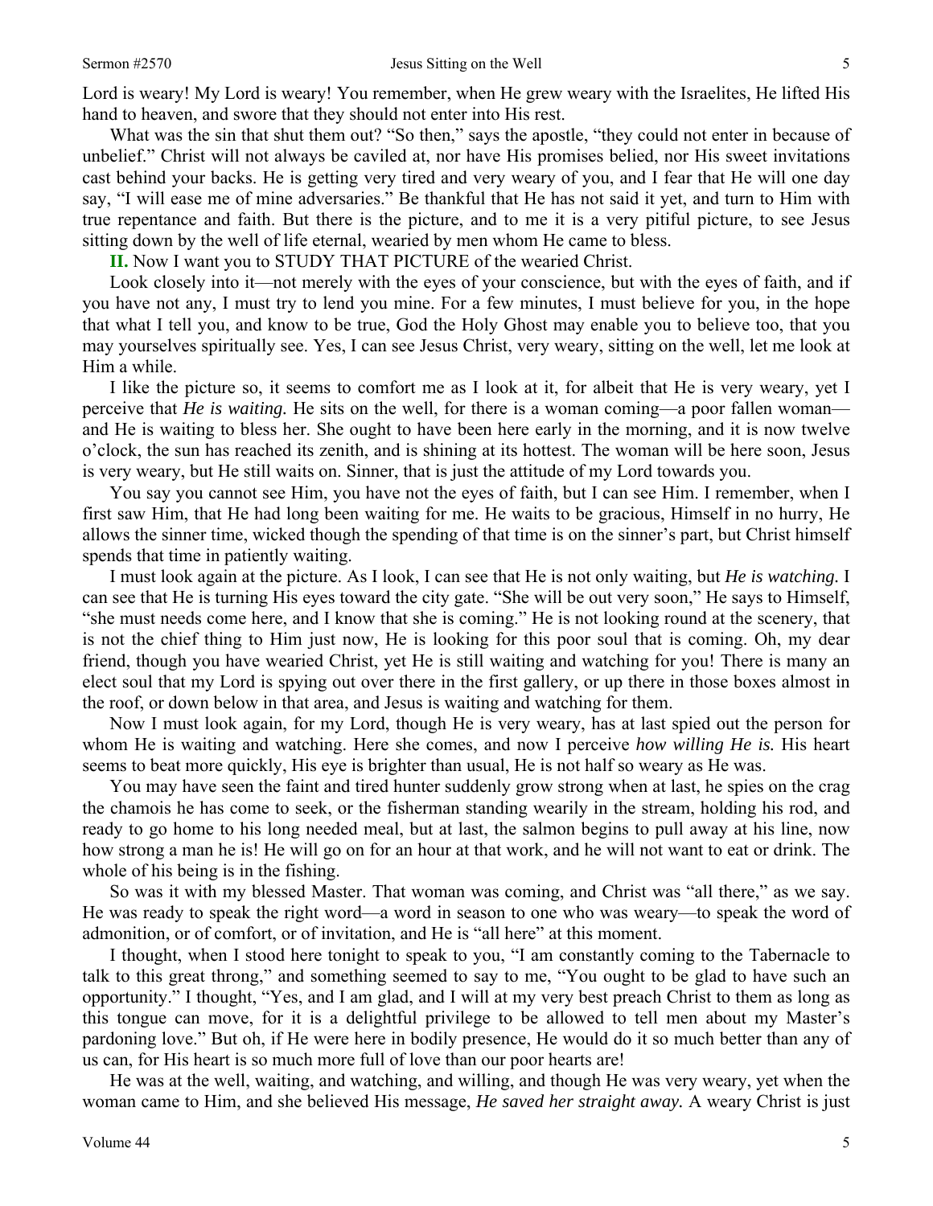Lord is weary! My Lord is weary! You remember, when He grew weary with the Israelites, He lifted His hand to heaven, and swore that they should not enter into His rest.

What was the sin that shut them out? "So then," says the apostle, "they could not enter in because of unbelief." Christ will not always be caviled at, nor have His promises belied, nor His sweet invitations cast behind your backs. He is getting very tired and very weary of you, and I fear that He will one day say, "I will ease me of mine adversaries." Be thankful that He has not said it yet, and turn to Him with true repentance and faith. But there is the picture, and to me it is a very pitiful picture, to see Jesus sitting down by the well of life eternal, wearied by men whom He came to bless.

**II.** Now I want you to STUDY THAT PICTURE of the wearied Christ.

Look closely into it—not merely with the eyes of your conscience, but with the eyes of faith, and if you have not any, I must try to lend you mine. For a few minutes, I must believe for you, in the hope that what I tell you, and know to be true, God the Holy Ghost may enable you to believe too, that you may yourselves spiritually see. Yes, I can see Jesus Christ, very weary, sitting on the well, let me look at Him a while.

I like the picture so, it seems to comfort me as I look at it, for albeit that He is very weary, yet I perceive that *He is waiting.* He sits on the well, for there is a woman coming—a poor fallen woman—and He is waiting to bless her. She ought to have been here early in the morning, and it is now twelve o'clock, the sun has reached its zenith, and is shining at its hottest. The woman will be here soon, Jesus is very weary, but He still waits on. Sinner, that is just the attitude of my Lord towards you.

You say you cannot see Him, you have not the eyes of faith, but I can see Him. I remember, when I first saw Him, that He had long been waiting for me. He waits to be gracious, Himself in no hurry, He allows the sinner time, wicked though the spending of that time is on the sinner's part, but Christ himself spends that time in patiently waiting.

I must look again at the picture. As I look, I can see that He is not only waiting, but *He is watching.* I can see that He is turning His eyes toward the city gate. "She will be out very soon," He says to Himself, "she must needs come here, and I know that she is coming." He is not looking round at the scenery, that is not the chief thing to Him just now, He is looking for this poor soul that is coming. Oh, my dear friend, though you have wearied Christ, yet He is still waiting and watching for you! There is many an elect soul that my Lord is spying out over there in the first gallery, or up there in those boxes almost in the roof, or down below in that area, and Jesus is waiting and watching for them.

Now I must look again, for my Lord, though He is very weary, has at last spied out the person for whom He is waiting and watching. Here she comes, and now I perceive *how willing He is.* His heart seems to beat more quickly, His eye is brighter than usual, He is not half so weary as He was.

You may have seen the faint and tired hunter suddenly grow strong when at last, he spies on the crag the chamois he has come to seek, or the fisherman standing wearily in the stream, holding his rod, and ready to go home to his long needed meal, but at last, the salmon begins to pull away at his line, now how strong a man he is! He will go on for an hour at that work, and he will not want to eat or drink. The whole of his being is in the fishing.

So was it with my blessed Master. That woman was coming, and Christ was "all there," as we say. He was ready to speak the right word—a word in season to one who was weary—to speak the word of admonition, or of comfort, or of invitation, and He is "all here" at this moment.

I thought, when I stood here tonight to speak to you, "I am constantly coming to the Tabernacle to talk to this great throng," and something seemed to say to me, "You ought to be glad to have such an opportunity." I thought, "Yes, and I am glad, and I will at my very best preach Christ to them as long as this tongue can move, for it is a delightful privilege to be allowed to tell men about my Master's pardoning love." But oh, if He were here in bodily presence, He would do it so much better than any of us can, for His heart is so much more full of love than our poor hearts are!

He was at the well, waiting, and watching, and willing, and though He was very weary, yet when the woman came to Him, and she believed His message, *He saved her straight away.* A weary Christ is just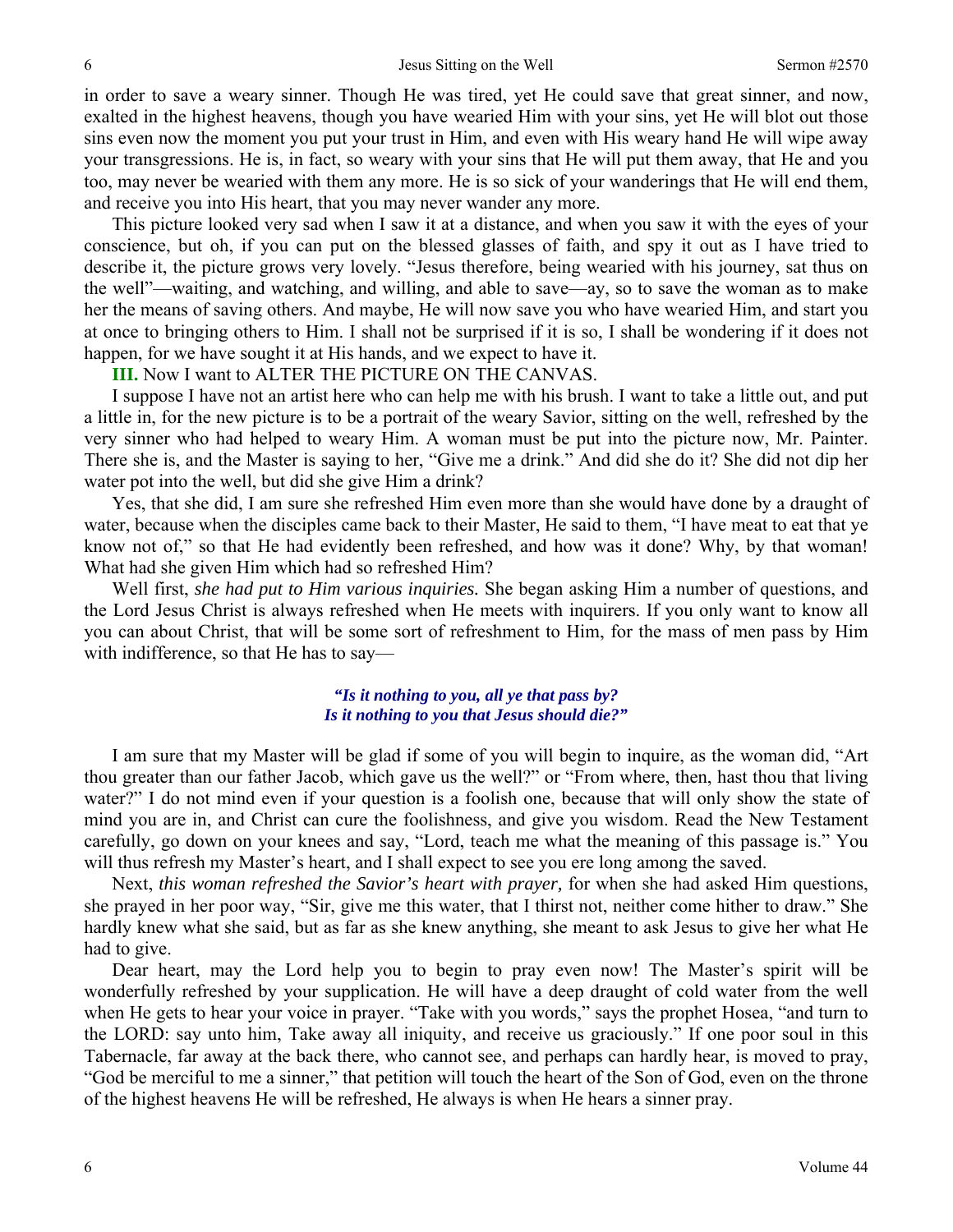in order to save a weary sinner. Though He was tired, yet He could save that great sinner, and now, exalted in the highest heavens, though you have wearied Him with your sins, yet He will blot out those sins even now the moment you put your trust in Him, and even with His weary hand He will wipe away your transgressions. He is, in fact, so weary with your sins that He will put them away, that He and you too, may never be wearied with them any more. He is so sick of your wanderings that He will end them, and receive you into His heart, that you may never wander any more.

This picture looked very sad when I saw it at a distance, and when you saw it with the eyes of your conscience, but oh, if you can put on the blessed glasses of faith, and spy it out as I have tried to describe it, the picture grows very lovely. "Jesus therefore, being wearied with his journey, sat thus on the well"—waiting, and watching, and willing, and able to save—ay, so to save the woman as to make her the means of saving others. And maybe, He will now save you who have wearied Him, and start you at once to bringing others to Him. I shall not be surprised if it is so, I shall be wondering if it does not happen, for we have sought it at His hands, and we expect to have it.

**III.** Now I want to ALTER THE PICTURE ON THE CANVAS.

I suppose I have not an artist here who can help me with his brush. I want to take a little out, and put a little in, for the new picture is to be a portrait of the weary Savior, sitting on the well, refreshed by the very sinner who had helped to weary Him. A woman must be put into the picture now, Mr. Painter. There she is, and the Master is saying to her, "Give me a drink." And did she do it? She did not dip her water pot into the well, but did she give Him a drink?

Yes, that she did, I am sure she refreshed Him even more than she would have done by a draught of water, because when the disciples came back to their Master, He said to them, "I have meat to eat that ye know not of," so that He had evidently been refreshed, and how was it done? Why, by that woman! What had she given Him which had so refreshed Him?

Well first, *she had put to Him various inquiries.* She began asking Him a number of questions, and the Lord Jesus Christ is always refreshed when He meets with inquirers. If you only want to know all you can about Christ, that will be some sort of refreshment to Him, for the mass of men pass by Him with indifference, so that He has to say—

> ***"Is it nothing to you, all ye that pass by?***
> ***Is it nothing to you that Jesus should die?"***

I am sure that my Master will be glad if some of you will begin to inquire, as the woman did, "Art thou greater than our father Jacob, which gave us the well?" or "From where, then, hast thou that living water?" I do not mind even if your question is a foolish one, because that will only show the state of mind you are in, and Christ can cure the foolishness, and give you wisdom. Read the New Testament carefully, go down on your knees and say, "Lord, teach me what the meaning of this passage is." You will thus refresh my Master's heart, and I shall expect to see you ere long among the saved.

Next, *this woman refreshed the Savior's heart with prayer,* for when she had asked Him questions, she prayed in her poor way, "Sir, give me this water, that I thirst not, neither come hither to draw." She hardly knew what she said, but as far as she knew anything, she meant to ask Jesus to give her what He had to give.

Dear heart, may the Lord help you to begin to pray even now! The Master's spirit will be wonderfully refreshed by your supplication. He will have a deep draught of cold water from the well when He gets to hear your voice in prayer. "Take with you words," says the prophet Hosea, "and turn to the LORD: say unto him, Take away all iniquity, and receive us graciously." If one poor soul in this Tabernacle, far away at the back there, who cannot see, and perhaps can hardly hear, is moved to pray, "God be merciful to me a sinner," that petition will touch the heart of the Son of God, even on the throne of the highest heavens He will be refreshed, He always is when He hears a sinner pray.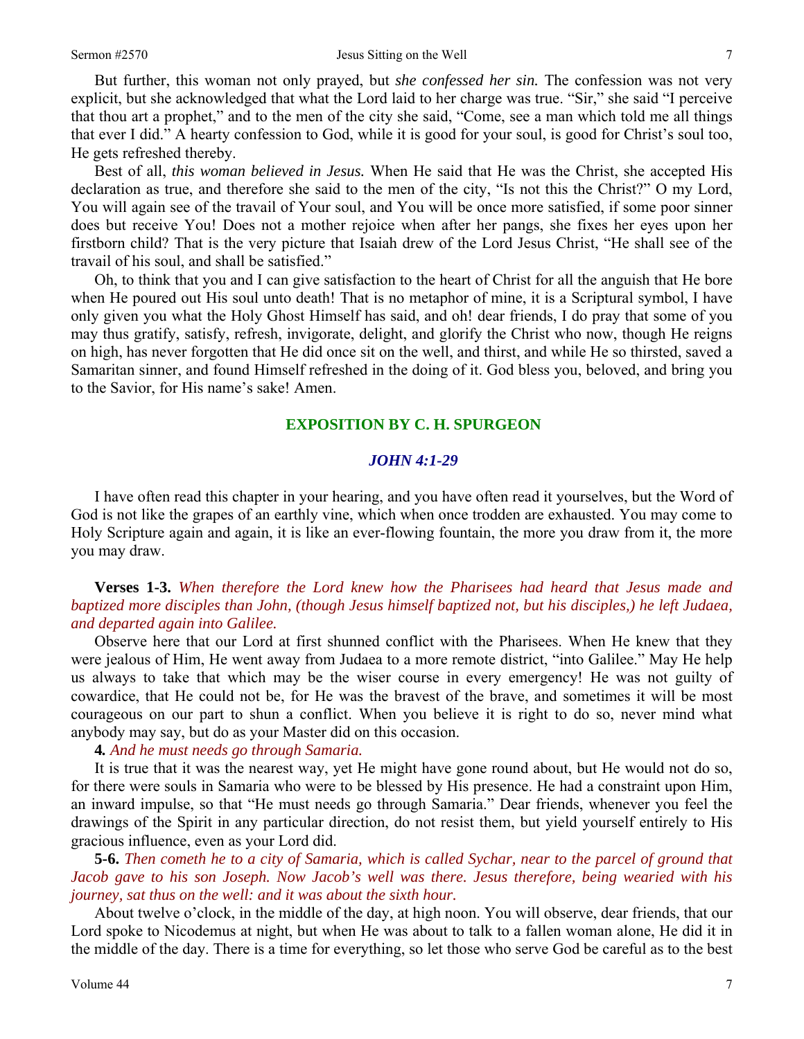But further, this woman not only prayed, but *she confessed her sin.* The confession was not very explicit, but she acknowledged that what the Lord laid to her charge was true. "Sir," she said "I perceive that thou art a prophet," and to the men of the city she said, "Come, see a man which told me all things that ever I did." A hearty confession to God, while it is good for your soul, is good for Christ's soul too, He gets refreshed thereby.

Best of all, *this woman believed in Jesus.* When He said that He was the Christ, she accepted His declaration as true, and therefore she said to the men of the city, "Is not this the Christ?" O my Lord, You will again see of the travail of Your soul, and You will be once more satisfied, if some poor sinner does but receive You! Does not a mother rejoice when after her pangs, she fixes her eyes upon her firstborn child? That is the very picture that Isaiah drew of the Lord Jesus Christ, "He shall see of the travail of his soul, and shall be satisfied."

Oh, to think that you and I can give satisfaction to the heart of Christ for all the anguish that He bore when He poured out His soul unto death! That is no metaphor of mine, it is a Scriptural symbol, I have only given you what the Holy Ghost Himself has said, and oh! dear friends, I do pray that some of you may thus gratify, satisfy, refresh, invigorate, delight, and glorify the Christ who now, though He reigns on high, has never forgotten that He did once sit on the well, and thirst, and while He so thirsted, saved a Samaritan sinner, and found Himself refreshed in the doing of it. God bless you, beloved, and bring you to the Savior, for His name's sake! Amen.

## EXPOSITION BY C. H. SPURGEON

### *JOHN 4:1-29*

I have often read this chapter in your hearing, and you have often read it yourselves, but the Word of God is not like the grapes of an earthly vine, which when once trodden are exhausted. You may come to Holy Scripture again and again, it is like an ever-flowing fountain, the more you draw from it, the more you may draw.

**Verses 1-3.** *When therefore the Lord knew how the Pharisees had heard that Jesus made and baptized more disciples than John, (though Jesus himself baptized not, but his disciples,) he left Judaea, and departed again into Galilee.*

Observe here that our Lord at first shunned conflict with the Pharisees. When He knew that they were jealous of Him, He went away from Judaea to a more remote district, "into Galilee." May He help us always to take that which may be the wiser course in every emergency! He was not guilty of cowardice, that He could not be, for He was the bravest of the brave, and sometimes it will be most courageous on our part to shun a conflict. When you believe it is right to do so, never mind what anybody may say, but do as your Master did on this occasion.

**4.** *And he must needs go through Samaria.*

It is true that it was the nearest way, yet He might have gone round about, but He would not do so, for there were souls in Samaria who were to be blessed by His presence. He had a constraint upon Him, an inward impulse, so that "He must needs go through Samaria." Dear friends, whenever you feel the drawings of the Spirit in any particular direction, do not resist them, but yield yourself entirely to His gracious influence, even as your Lord did.

**5-6.** *Then cometh he to a city of Samaria, which is called Sychar, near to the parcel of ground that Jacob gave to his son Joseph. Now Jacob's well was there. Jesus therefore, being wearied with his journey, sat thus on the well: and it was about the sixth hour.*

About twelve o'clock, in the middle of the day, at high noon. You will observe, dear friends, that our Lord spoke to Nicodemus at night, but when He was about to talk to a fallen woman alone, He did it in the middle of the day. There is a time for everything, so let those who serve God be careful as to the best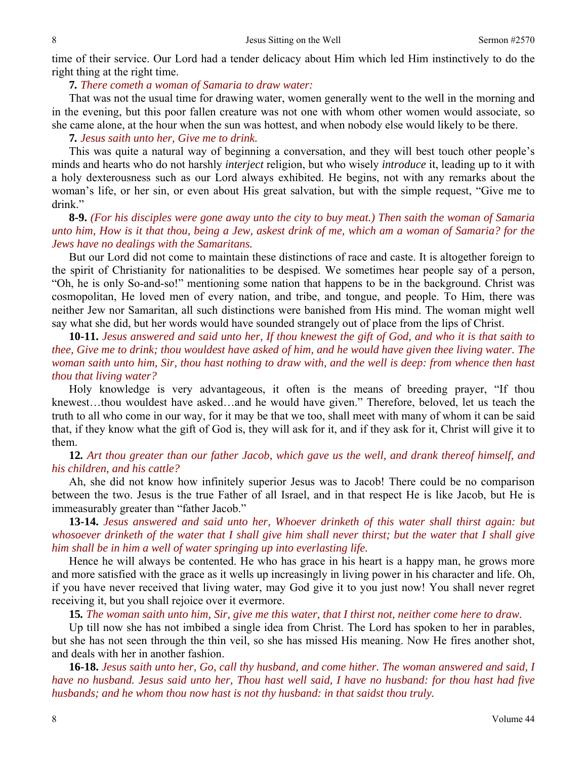time of their service. Our Lord had a tender delicacy about Him which led Him instinctively to do the right thing at the right time.

**7.** *There cometh a woman of Samaria to draw water:*

That was not the usual time for drawing water, women generally went to the well in the morning and in the evening, but this poor fallen creature was not one with whom other women would associate, so she came alone, at the hour when the sun was hottest, and when nobody else would likely to be there.

**7.** *Jesus saith unto her, Give me to drink.*

This was quite a natural way of beginning a conversation, and they will best touch other people's minds and hearts who do not harshly *interject* religion, but who wisely *introduce* it, leading up to it with a holy dexterousness such as our Lord always exhibited. He begins, not with any remarks about the woman's life, or her sin, or even about His great salvation, but with the simple request, "Give me to drink."

**8-9.** *(For his disciples were gone away unto the city to buy meat.) Then saith the woman of Samaria unto him, How is it that thou, being a Jew, askest drink of me, which am a woman of Samaria? for the Jews have no dealings with the Samaritans.*

But our Lord did not come to maintain these distinctions of race and caste. It is altogether foreign to the spirit of Christianity for nationalities to be despised. We sometimes hear people say of a person, "Oh, he is only So-and-so!" mentioning some nation that happens to be in the background. Christ was cosmopolitan, He loved men of every nation, and tribe, and tongue, and people. To Him, there was neither Jew nor Samaritan, all such distinctions were banished from His mind. The woman might well say what she did, but her words would have sounded strangely out of place from the lips of Christ.

**10-11.** *Jesus answered and said unto her, If thou knewest the gift of God, and who it is that saith to thee, Give me to drink; thou wouldest have asked of him, and he would have given thee living water. The woman saith unto him, Sir, thou hast nothing to draw with, and the well is deep: from whence then hast thou that living water?*

Holy knowledge is very advantageous, it often is the means of breeding prayer, "If thou knewest…thou wouldest have asked…and he would have given." Therefore, beloved, let us teach the truth to all who come in our way, for it may be that we too, shall meet with many of whom it can be said that, if they know what the gift of God is, they will ask for it, and if they ask for it, Christ will give it to them.

**12.** *Art thou greater than our father Jacob, which gave us the well, and drank thereof himself, and his children, and his cattle?*

Ah, she did not know how infinitely superior Jesus was to Jacob! There could be no comparison between the two. Jesus is the true Father of all Israel, and in that respect He is like Jacob, but He is immeasurably greater than "father Jacob."

**13-14.** *Jesus answered and said unto her, Whoever drinketh of this water shall thirst again: but whosoever drinketh of the water that I shall give him shall never thirst; but the water that I shall give him shall be in him a well of water springing up into everlasting life.*

Hence he will always be contented. He who has grace in his heart is a happy man, he grows more and more satisfied with the grace as it wells up increasingly in living power in his character and life. Oh, if you have never received that living water, may God give it to you just now! You shall never regret receiving it, but you shall rejoice over it evermore.

**15.** *The woman saith unto him, Sir, give me this water, that I thirst not, neither come here to draw.*

Up till now she has not imbibed a single idea from Christ. The Lord has spoken to her in parables, but she has not seen through the thin veil, so she has missed His meaning. Now He fires another shot, and deals with her in another fashion.

**16-18.** *Jesus saith unto her, Go, call thy husband, and come hither. The woman answered and said, I have no husband. Jesus said unto her, Thou hast well said, I have no husband: for thou hast had five husbands; and he whom thou now hast is not thy husband: in that saidst thou truly.*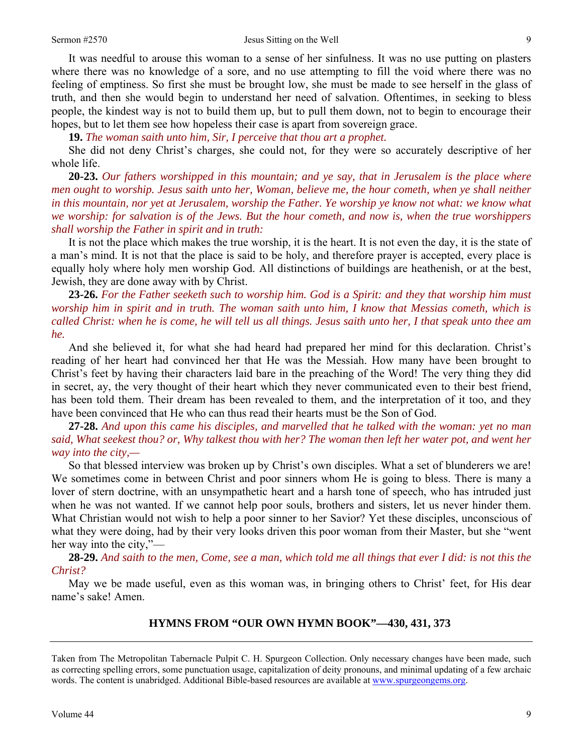It was needful to arouse this woman to a sense of her sinfulness. It was no use putting on plasters where there was no knowledge of a sore, and no use attempting to fill the void where there was no feeling of emptiness. So first she must be brought low, she must be made to see herself in the glass of truth, and then she would begin to understand her need of salvation. Oftentimes, in seeking to bless people, the kindest way is not to build them up, but to pull them down, not to begin to encourage their hopes, but to let them see how hopeless their case is apart from sovereign grace.

**19.** *The woman saith unto him, Sir, I perceive that thou art a prophet.*

She did not deny Christ's charges, she could not, for they were so accurately descriptive of her whole life.

**20-23.** *Our fathers worshipped in this mountain; and ye say, that in Jerusalem is the place where men ought to worship. Jesus saith unto her, Woman, believe me, the hour cometh, when ye shall neither in this mountain, nor yet at Jerusalem, worship the Father. Ye worship ye know not what: we know what we worship: for salvation is of the Jews. But the hour cometh, and now is, when the true worshippers shall worship the Father in spirit and in truth:*

It is not the place which makes the true worship, it is the heart. It is not even the day, it is the state of a man's mind. It is not that the place is said to be holy, and therefore prayer is accepted, every place is equally holy where holy men worship God. All distinctions of buildings are heathenish, or at the best, Jewish, they are done away with by Christ.

**23-26.** *For the Father seeketh such to worship him. God is a Spirit: and they that worship him must worship him in spirit and in truth. The woman saith unto him, I know that Messias cometh, which is called Christ: when he is come, he will tell us all things. Jesus saith unto her, I that speak unto thee am he.*

And she believed it, for what she had heard had prepared her mind for this declaration. Christ's reading of her heart had convinced her that He was the Messiah. How many have been brought to Christ's feet by having their characters laid bare in the preaching of the Word! The very thing they did in secret, ay, the very thought of their heart which they never communicated even to their best friend, has been told them. Their dream has been revealed to them, and the interpretation of it too, and they have been convinced that He who can thus read their hearts must be the Son of God.

**27-28.** *And upon this came his disciples, and marvelled that he talked with the woman: yet no man said, What seekest thou? or, Why talkest thou with her? The woman then left her water pot, and went her way into the city,—*

So that blessed interview was broken up by Christ's own disciples. What a set of blunderers we are! We sometimes come in between Christ and poor sinners whom He is going to bless. There is many a lover of stern doctrine, with an unsympathetic heart and a harsh tone of speech, who has intruded just when he was not wanted. If we cannot help poor souls, brothers and sisters, let us never hinder them. What Christian would not wish to help a poor sinner to her Savior? Yet these disciples, unconscious of what they were doing, had by their very looks driven this poor woman from their Master, but she "went her way into the city,"—

**28-29.** *And saith to the men, Come, see a man, which told me all things that ever I did: is not this the Christ?*

May we be made useful, even as this woman was, in bringing others to Christ' feet, for His dear name's sake! Amen.

**HYMNS FROM "OUR OWN HYMN BOOK"—430, 431, 373**

---

Taken from The Metropolitan Tabernacle Pulpit C. H. Spurgeon Collection. Only necessary changes have been made, such as correcting spelling errors, some punctuation usage, capitalization of deity pronouns, and minimal updating of a few archaic words. The content is unabridged. Additional Bible-based resources are available at www.spurgeongems.org.